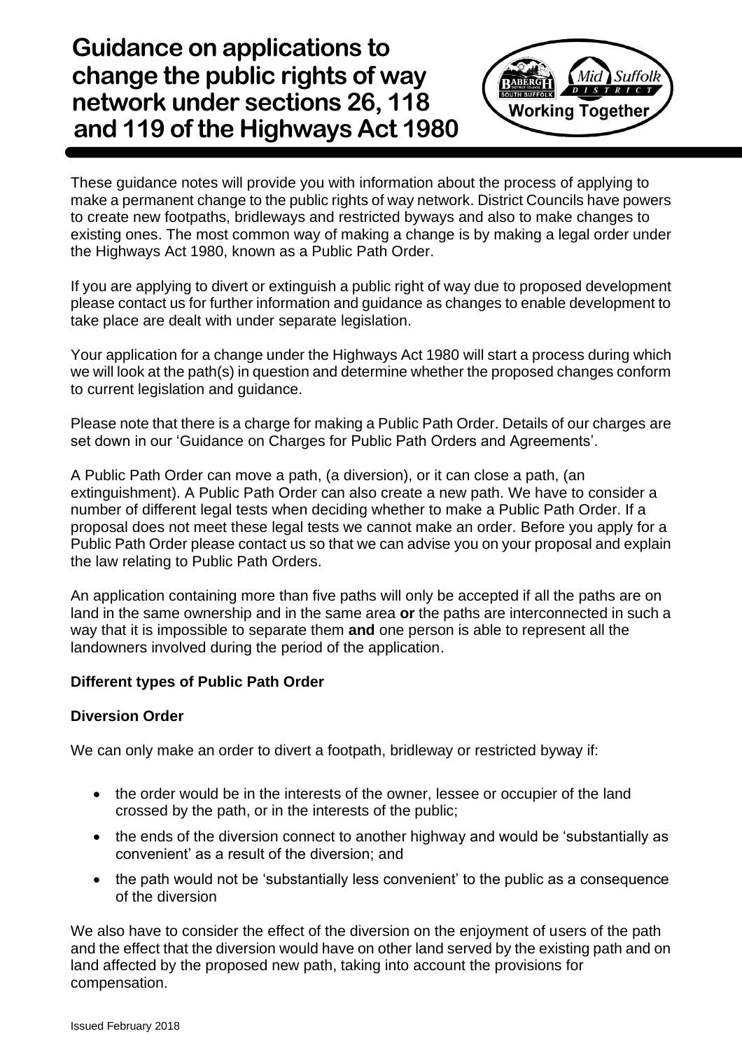# Guidance on applications to change the public rights of way network under sections 26, 118 and 119 of the Highways Act 1980

These guidance notes will provide you with information about the process of applying to make a permanent change to the public rights of way network. District Councils have powers to create new footpaths, bridleways and restricted byways and also to make changes to existing ones. The most common way of making a change is by making a legal order under the Highways Act 1980, known as a Public Path Order.

If you are applying to divert or extinguish a public right of way due to proposed development please contact us for further information and guidance as changes to enable development to take place are dealt with under separate legislation.

Your application for a change under the Highways Act 1980 will start a process during which we will look at the path(s) in question and determine whether the proposed changes conform to current legislation and guidance.

Please note that there is a charge for making a Public Path Order. Details of our charges are set down in our 'Guidance on Charges for Public Path Orders and Agreements'.

A Public Path Order can move a path, (a diversion), or it can close a path, (an extinguishment). A Public Path Order can also create a new path. We have to consider a number of different legal tests when deciding whether to make a Public Path Order. If a proposal does not meet these legal tests we cannot make an order. Before you apply for a Public Path Order please contact us so that we can advise you on your proposal and explain the law relating to Public Path Orders.

An application containing more than five paths will only be accepted if all the paths are on land in the same ownership and in the same area **or** the paths are interconnected in such a way that it is impossible to separate them **and** one person is able to represent all the landowners involved during the period of the application.

**Different types of Public Path Order**

**Diversion Order**

We can only make an order to divert a footpath, bridleway or restricted byway if:

- the order would be in the interests of the owner, lessee or occupier of the land crossed by the path, or in the interests of the public;
- the ends of the diversion connect to another highway and would be 'substantially as convenient' as a result of the diversion; and
- the path would not be 'substantially less convenient' to the public as a consequence of the diversion

We also have to consider the effect of the diversion on the enjoyment of users of the path and the effect that the diversion would have on other land served by the existing path and on land affected by the proposed new path, taking into account the provisions for compensation.

Issued February 2018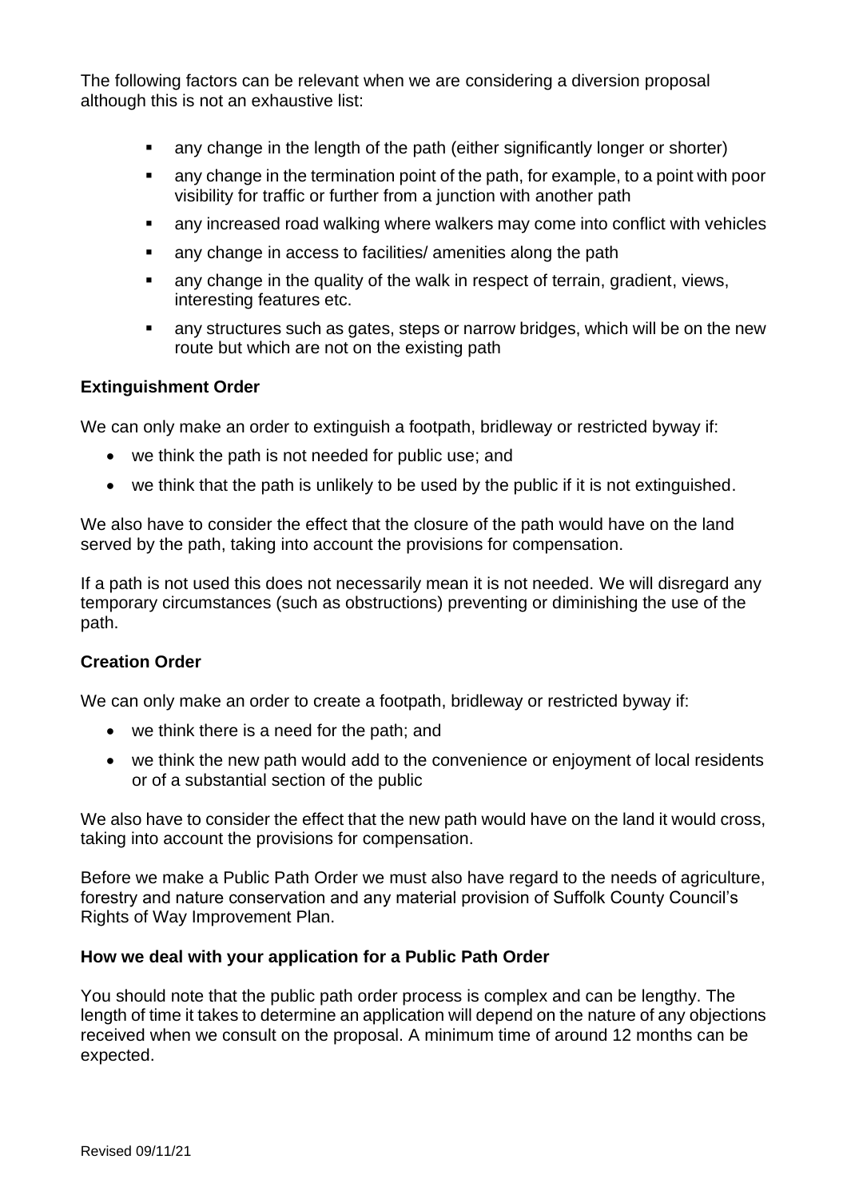The following factors can be relevant when we are considering a diversion proposal although this is not an exhaustive list:

- any change in the length of the path (either significantly longer or shorter)
- any change in the termination point of the path, for example, to a point with poor visibility for traffic or further from a junction with another path
- any increased road walking where walkers may come into conflict with vehicles
- any change in access to facilities/ amenities along the path
- any change in the quality of the walk in respect of terrain, gradient, views, interesting features etc.
- any structures such as gates, steps or narrow bridges, which will be on the new route but which are not on the existing path

**Extinguishment Order**

We can only make an order to extinguish a footpath, bridleway or restricted byway if:

- we think the path is not needed for public use; and
- we think that the path is unlikely to be used by the public if it is not extinguished.

We also have to consider the effect that the closure of the path would have on the land served by the path, taking into account the provisions for compensation.

If a path is not used this does not necessarily mean it is not needed. We will disregard any temporary circumstances (such as obstructions) preventing or diminishing the use of the path.

**Creation Order**

We can only make an order to create a footpath, bridleway or restricted byway if:

- we think there is a need for the path; and
- we think the new path would add to the convenience or enjoyment of local residents or of a substantial section of the public

We also have to consider the effect that the new path would have on the land it would cross, taking into account the provisions for compensation.

Before we make a Public Path Order we must also have regard to the needs of agriculture, forestry and nature conservation and any material provision of Suffolk County Council's Rights of Way Improvement Plan.

**How we deal with your application for a Public Path Order**

You should note that the public path order process is complex and can be lengthy. The length of time it takes to determine an application will depend on the nature of any objections received when we consult on the proposal. A minimum time of around 12 months can be expected.

Revised 09/11/21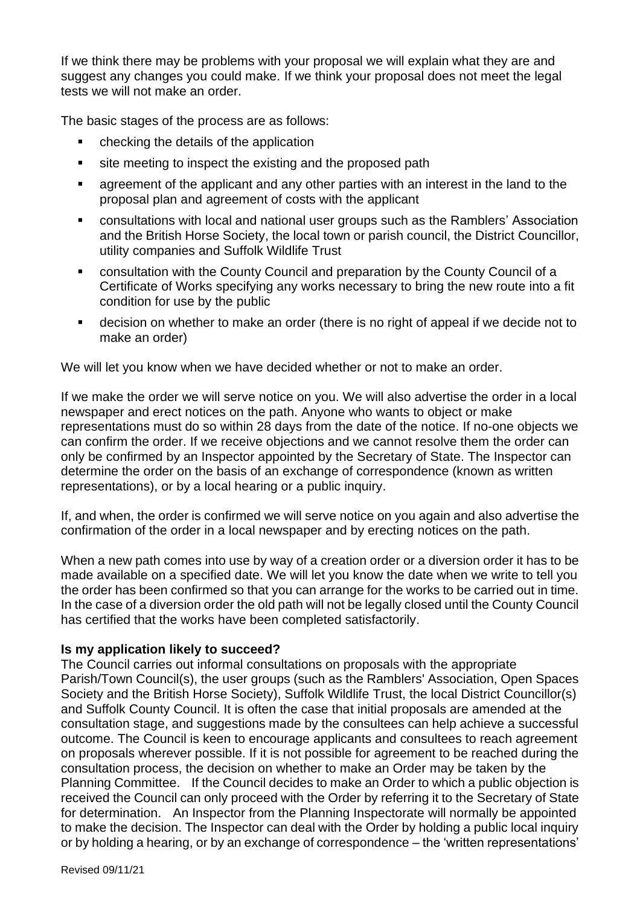If we think there may be problems with your proposal we will explain what they are and suggest any changes you could make. If we think your proposal does not meet the legal tests we will not make an order.

The basic stages of the process are as follows:

- checking the details of the application
- site meeting to inspect the existing and the proposed path
- agreement of the applicant and any other parties with an interest in the land to the proposal plan and agreement of costs with the applicant
- consultations with local and national user groups such as the Ramblers' Association and the British Horse Society, the local town or parish council, the District Councillor, utility companies and Suffolk Wildlife Trust
- consultation with the County Council and preparation by the County Council of a Certificate of Works specifying any works necessary to bring the new route into a fit condition for use by the public
- decision on whether to make an order (there is no right of appeal if we decide not to make an order)

We will let you know when we have decided whether or not to make an order.

If we make the order we will serve notice on you. We will also advertise the order in a local newspaper and erect notices on the path. Anyone who wants to object or make representations must do so within 28 days from the date of the notice. If no-one objects we can confirm the order. If we receive objections and we cannot resolve them the order can only be confirmed by an Inspector appointed by the Secretary of State. The Inspector can determine the order on the basis of an exchange of correspondence (known as written representations), or by a local hearing or a public inquiry.

If, and when, the order is confirmed we will serve notice on you again and also advertise the confirmation of the order in a local newspaper and by erecting notices on the path.

When a new path comes into use by way of a creation order or a diversion order it has to be made available on a specified date. We will let you know the date when we write to tell you the order has been confirmed so that you can arrange for the works to be carried out in time. In the case of a diversion order the old path will not be legally closed until the County Council has certified that the works have been completed satisfactorily.

**Is my application likely to succeed?**

The Council carries out informal consultations on proposals with the appropriate Parish/Town Council(s), the user groups (such as the Ramblers' Association, Open Spaces Society and the British Horse Society), Suffolk Wildlife Trust, the local District Councillor(s) and Suffolk County Council. It is often the case that initial proposals are amended at the consultation stage, and suggestions made by the consultees can help achieve a successful outcome. The Council is keen to encourage applicants and consultees to reach agreement on proposals wherever possible. If it is not possible for agreement to be reached during the consultation process, the decision on whether to make an Order may be taken by the Planning Committee. If the Council decides to make an Order to which a public objection is received the Council can only proceed with the Order by referring it to the Secretary of State for determination. An Inspector from the Planning Inspectorate will normally be appointed to make the decision. The Inspector can deal with the Order by holding a public local inquiry or by holding a hearing, or by an exchange of correspondence – the 'written representations'

Revised 09/11/21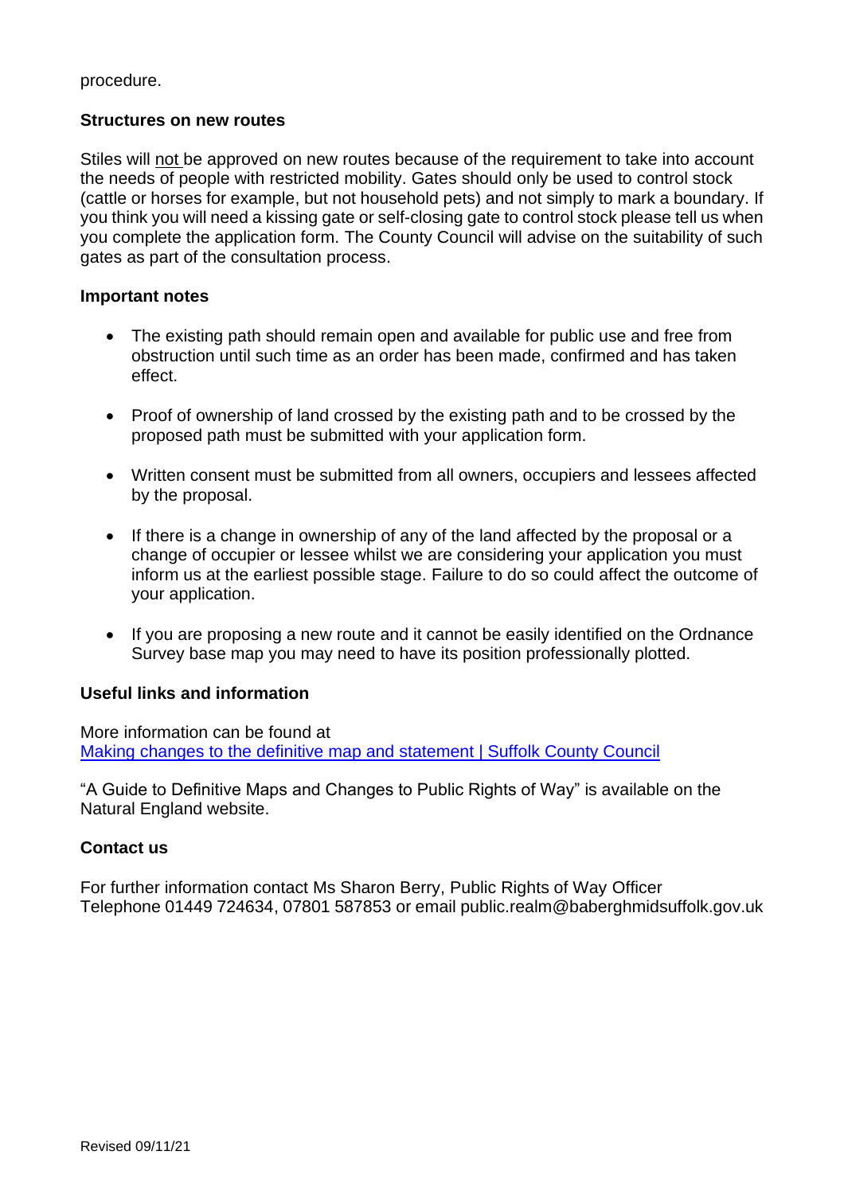procedure.

**Structures on new routes**

Stiles will not be approved on new routes because of the requirement to take into account the needs of people with restricted mobility. Gates should only be used to control stock (cattle or horses for example, but not household pets) and not simply to mark a boundary. If you think you will need a kissing gate or self-closing gate to control stock please tell us when you complete the application form. The County Council will advise on the suitability of such gates as part of the consultation process.

**Important notes**

- The existing path should remain open and available for public use and free from obstruction until such time as an order has been made, confirmed and has taken effect.
- Proof of ownership of land crossed by the existing path and to be crossed by the proposed path must be submitted with your application form.
- Written consent must be submitted from all owners, occupiers and lessees affected by the proposal.
- If there is a change in ownership of any of the land affected by the proposal or a change of occupier or lessee whilst we are considering your application you must inform us at the earliest possible stage. Failure to do so could affect the outcome of your application.
- If you are proposing a new route and it cannot be easily identified on the Ordnance Survey base map you may need to have its position professionally plotted.

**Useful links and information**

More information can be found at
Making changes to the definitive map and statement | Suffolk County Council

"A Guide to Definitive Maps and Changes to Public Rights of Way" is available on the Natural England website.

**Contact us**

For further information contact Ms Sharon Berry, Public Rights of Way Officer
Telephone 01449 724634, 07801 587853 or email public.realm@baberghmidsuffolk.gov.uk

Revised 09/11/21